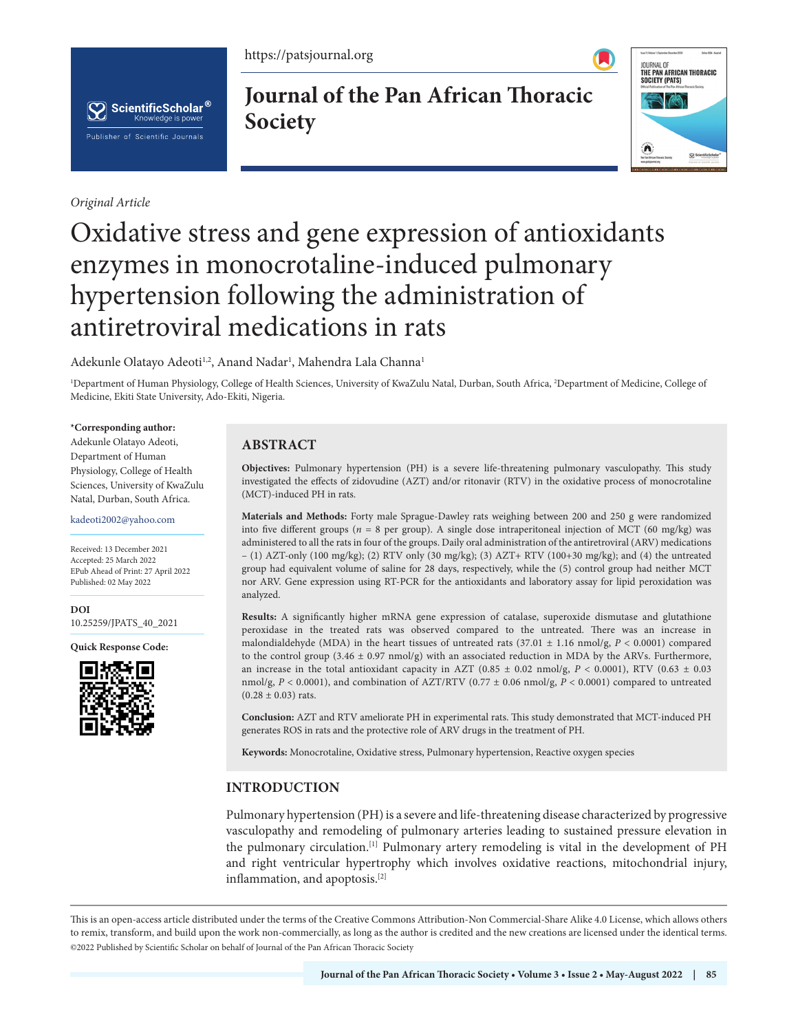*Original Article*

# Oxidative stress and gene expression of antioxidants enzymes in monocrotaline-induced pulmonary hypertension following the administration of antiretroviral medications in rats

Adekunle Olatayo Adeoti[1,2], Anand Nadar[1], Mahendra Lala Channa[1]

[1]Department of Human Physiology, College of Health Sciences, University of KwaZulu Natal, Durban, South Africa, [2]Department of Medicine, College of Medicine, Ekiti State University, Ado-Ekiti, Nigeria.

**\*Corresponding author:**
Adekunle Olatayo Adeoti, Department of Human Physiology, College of Health Sciences, University of KwaZulu Natal, Durban, South Africa.

kadeoti2002@yahoo.com

Received: 13 December 2021
Accepted: 25 March 2022
EPub Ahead of Print: 27 April 2022
Published: 02 May 2022

**DOI**
10.25259/JPATS_40_2021

**Quick Response Code:**

## ABSTRACT

**Objectives:** Pulmonary hypertension (PH) is a severe life-threatening pulmonary vasculopathy. This study investigated the effects of zidovudine (AZT) and/or ritonavir (RTV) in the oxidative process of monocrotaline (MCT)-induced PH in rats.

**Materials and Methods:** Forty male Sprague-Dawley rats weighing between 200 and 250 g were randomized into five different groups ($n$ = 8 per group). A single dose intraperitoneal injection of MCT (60 mg/kg) was administered to all the rats in four of the groups. Daily oral administration of the antiretroviral (ARV) medications – (1) AZT-only (100 mg/kg); (2) RTV only (30 mg/kg); (3) AZT+ RTV (100+30 mg/kg); and (4) the untreated group had equivalent volume of saline for 28 days, respectively, while the (5) control group had neither MCT nor ARV. Gene expression using RT-PCR for the antioxidants and laboratory assay for lipid peroxidation was analyzed.

**Results:** A significantly higher mRNA gene expression of catalase, superoxide dismutase and glutathione peroxidase in the treated rats was observed compared to the untreated. There was an increase in malondialdehyde (MDA) in the heart tissues of untreated rats (37.01 ± 1.16 nmol/g, $P < 0.0001$) compared to the control group (3.46 ± 0.97 nmol/g) with an associated reduction in MDA by the ARVs. Furthermore, an increase in the total antioxidant capacity in AZT (0.85 ± 0.02 nmol/g, $P < 0.0001$), RTV (0.63 ± 0.03 nmol/g, $P < 0.0001$), and combination of AZT/RTV (0.77 ± 0.06 nmol/g, $P < 0.0001$) compared to untreated (0.28 ± 0.03) rats.

**Conclusion:** AZT and RTV ameliorate PH in experimental rats. This study demonstrated that MCT-induced PH generates ROS in rats and the protective role of ARV drugs in the treatment of PH.

**Keywords:** Monocrotaline, Oxidative stress, Pulmonary hypertension, Reactive oxygen species

## INTRODUCTION

Pulmonary hypertension (PH) is a severe and life-threatening disease characterized by progressive vasculopathy and remodeling of pulmonary arteries leading to sustained pressure elevation in the pulmonary circulation.[1] Pulmonary artery remodeling is vital in the development of PH and right ventricular hypertrophy which involves oxidative reactions, mitochondrial injury, inflammation, and apoptosis.[2]

This is an open-access article distributed under the terms of the Creative Commons Attribution-Non Commercial-Share Alike 4.0 License, which allows others to remix, transform, and build upon the work non-commercially, as long as the author is credited and the new creations are licensed under the identical terms.
©2022 Published by Scientific Scholar on behalf of Journal of the Pan African Thoracic Society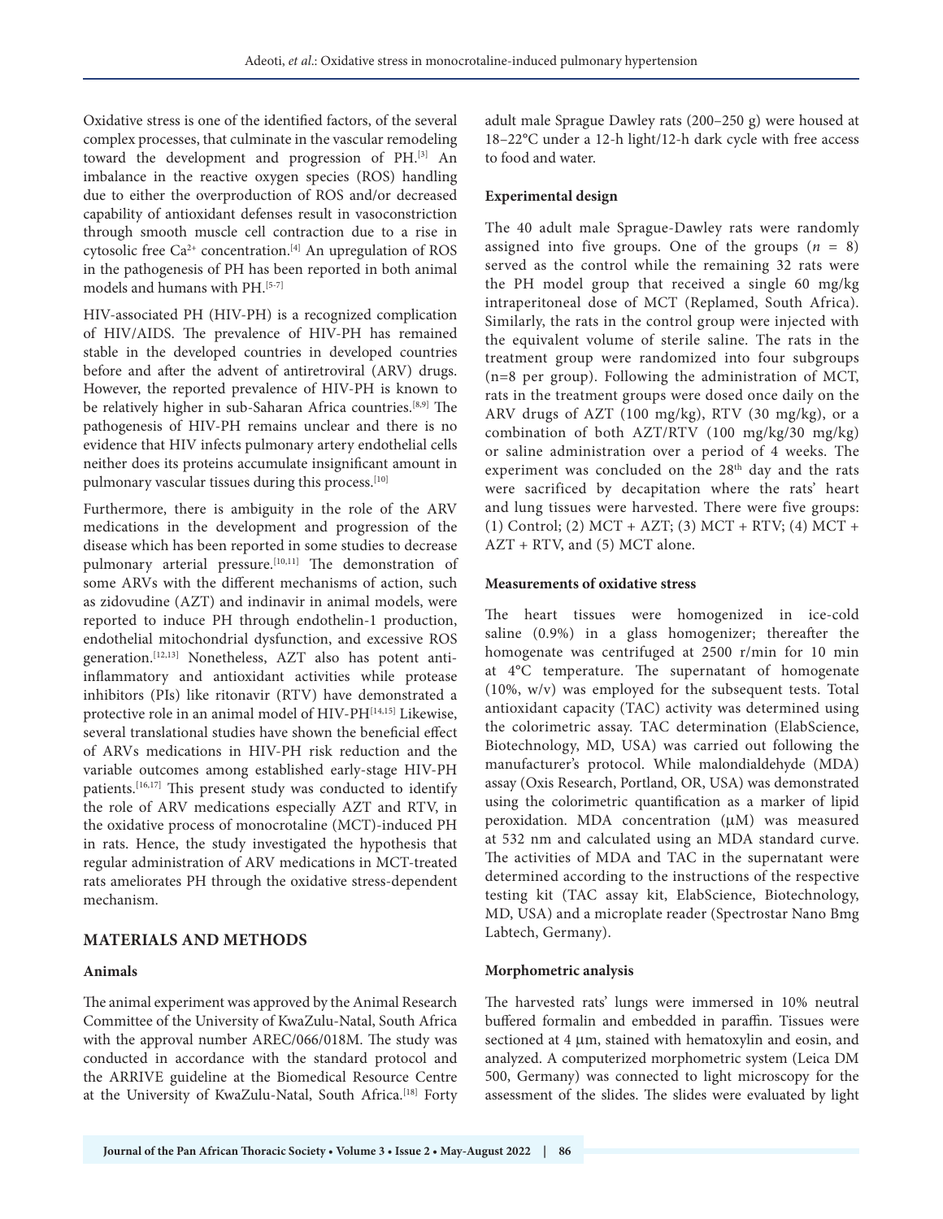Oxidative stress is one of the identified factors, of the several complex processes, that culminate in the vascular remodeling toward the development and progression of PH.[3] An imbalance in the reactive oxygen species (ROS) handling due to either the overproduction of ROS and/or decreased capability of antioxidant defenses result in vasoconstriction through smooth muscle cell contraction due to a rise in cytosolic free $Ca^{2+}$ concentration.[4] An upregulation of ROS in the pathogenesis of PH has been reported in both animal models and humans with PH.[5-7]

HIV-associated PH (HIV-PH) is a recognized complication of HIV/AIDS. The prevalence of HIV-PH has remained stable in the developed countries in developed countries before and after the advent of antiretroviral (ARV) drugs. However, the reported prevalence of HIV-PH is known to be relatively higher in sub-Saharan Africa countries.[8,9] The pathogenesis of HIV-PH remains unclear and there is no evidence that HIV infects pulmonary artery endothelial cells neither does its proteins accumulate insignificant amount in pulmonary vascular tissues during this process.[10]

Furthermore, there is ambiguity in the role of the ARV medications in the development and progression of the disease which has been reported in some studies to decrease pulmonary arterial pressure.[10,11] The demonstration of some ARVs with the different mechanisms of action, such as zidovudine (AZT) and indinavir in animal models, were reported to induce PH through endothelin-1 production, endothelial mitochondrial dysfunction, and excessive ROS generation.[12,13] Nonetheless, AZT also has potent anti-inflammatory and antioxidant activities while protease inhibitors (PIs) like ritonavir (RTV) have demonstrated a protective role in an animal model of HIV-PH[14,15] Likewise, several translational studies have shown the beneficial effect of ARVs medications in HIV-PH risk reduction and the variable outcomes among established early-stage HIV-PH patients.[16,17] This present study was conducted to identify the role of ARV medications especially AZT and RTV, in the oxidative process of monocrotaline (MCT)-induced PH in rats. Hence, the study investigated the hypothesis that regular administration of ARV medications in MCT-treated rats ameliorates PH through the oxidative stress-dependent mechanism.

## MATERIALS AND METHODS

### Animals

The animal experiment was approved by the Animal Research Committee of the University of KwaZulu-Natal, South Africa with the approval number AREC/066/018M. The study was conducted in accordance with the standard protocol and the ARRIVE guideline at the Biomedical Resource Centre at the University of KwaZulu-Natal, South Africa.[18] Forty adult male Sprague Dawley rats (200–250 g) were housed at 18–22°C under a 12-h light/12-h dark cycle with free access to food and water.

### Experimental design

The 40 adult male Sprague-Dawley rats were randomly assigned into five groups. One of the groups ($n$ = 8) served as the control while the remaining 32 rats were the PH model group that received a single 60 mg/kg intraperitoneal dose of MCT (Replamed, South Africa). Similarly, the rats in the control group were injected with the equivalent volume of sterile saline. The rats in the treatment group were randomized into four subgroups (n=8 per group). Following the administration of MCT, rats in the treatment groups were dosed once daily on the ARV drugs of AZT (100 mg/kg), RTV (30 mg/kg), or a combination of both AZT/RTV (100 mg/kg/30 mg/kg) or saline administration over a period of 4 weeks. The experiment was concluded on the 28th day and the rats were sacrificed by decapitation where the rats' heart and lung tissues were harvested. There were five groups: (1) Control; (2) MCT + AZT; (3) MCT + RTV; (4) MCT + AZT + RTV, and (5) MCT alone.

### Measurements of oxidative stress

The heart tissues were homogenized in ice-cold saline (0.9%) in a glass homogenizer; thereafter the homogenate was centrifuged at 2500 r/min for 10 min at 4°C temperature. The supernatant of homogenate (10%, w/v) was employed for the subsequent tests. Total antioxidant capacity (TAC) activity was determined using the colorimetric assay. TAC determination (ElabScience, Biotechnology, MD, USA) was carried out following the manufacturer's protocol. While malondialdehyde (MDA) assay (Oxis Research, Portland, OR, USA) was demonstrated using the colorimetric quantification as a marker of lipid peroxidation. MDA concentration (µM) was measured at 532 nm and calculated using an MDA standard curve. The activities of MDA and TAC in the supernatant were determined according to the instructions of the respective testing kit (TAC assay kit, ElabScience, Biotechnology, MD, USA) and a microplate reader (Spectrostar Nano Bmg Labtech, Germany).

### Morphometric analysis

The harvested rats' lungs were immersed in 10% neutral buffered formalin and embedded in paraffin. Tissues were sectioned at 4 µm, stained with hematoxylin and eosin, and analyzed. A computerized morphometric system (Leica DM 500, Germany) was connected to light microscopy for the assessment of the slides. The slides were evaluated by light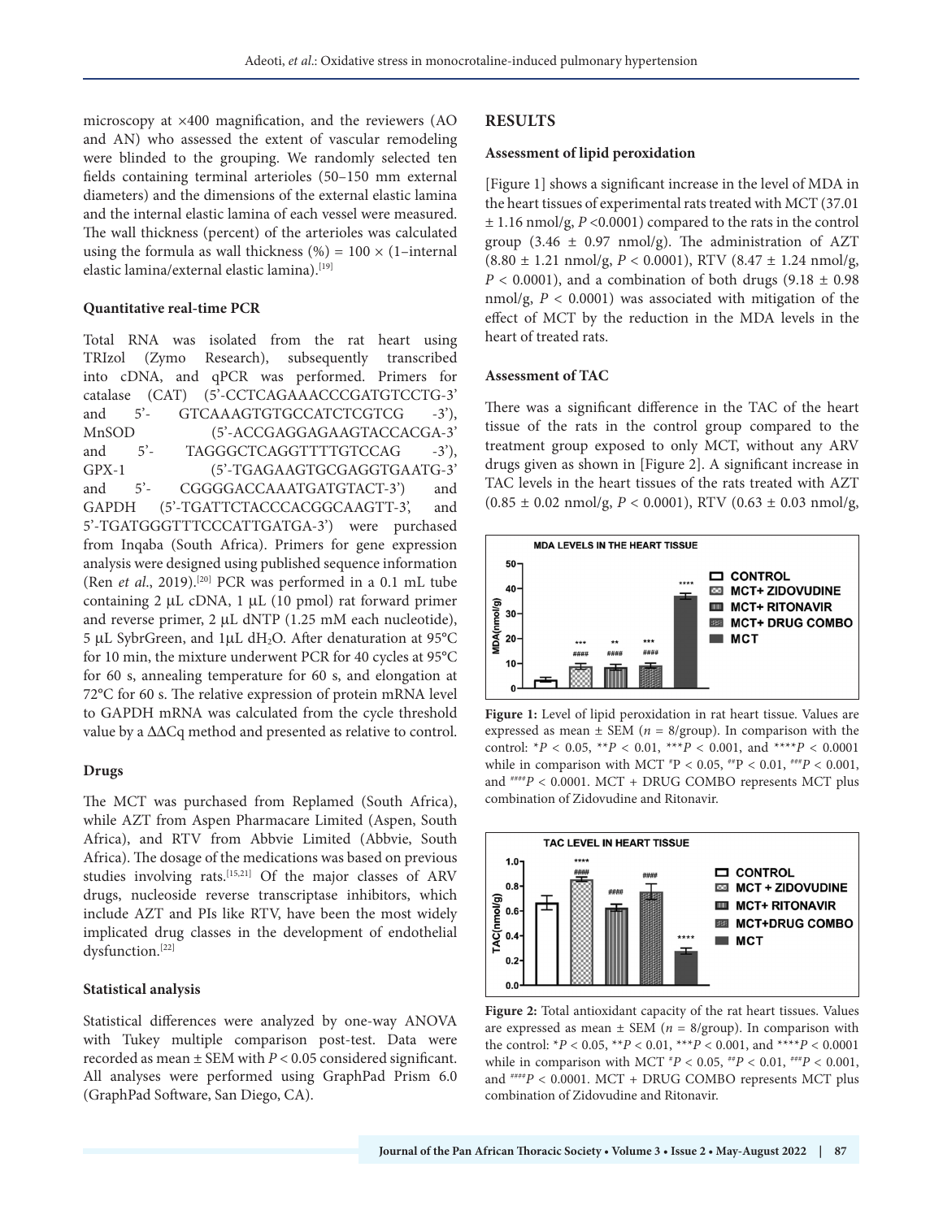microscopy at ×400 magnification, and the reviewers (AO and AN) who assessed the extent of vascular remodeling were blinded to the grouping. We randomly selected ten fields containing terminal arterioles (50–150 mm external diameters) and the dimensions of the external elastic lamina and the internal elastic lamina of each vessel were measured. The wall thickness (percent) of the arterioles was calculated using the formula as wall thickness (%) = 100 × (1–internal elastic lamina/external elastic lamina).[19]

### Quantitative real-time PCR

Total RNA was isolated from the rat heart using TRIzol (Zymo Research), subsequently transcribed into cDNA, and qPCR was performed. Primers for catalase (CAT) (5'-CCTCAGAAACCCGATGTCCTG-3' and 5'- GTCAAAGTGTGCCATCTCGTCG -3'), MnSOD (5'-ACCGAGGAGAAGTACCACGA-3' and 5'- TAGGGCTCAGGTTTTGTCCAG -3'), GPX-1 (5'-TGAGAAGTGCGAGGTGAATG-3' and 5'- CGGGGACCAAATGATGTACT-3') and GAPDH (5'-TGATTCTACCCACGGCAAGTT-3', and 5'-TGATGGGTTTCCCATTGATGA-3') were purchased from Inqaba (South Africa). Primers for gene expression analysis were designed using published sequence information (Ren *et al*., 2019).[20] PCR was performed in a 0.1 mL tube containing 2 μL cDNA, 1 μL (10 pmol) rat forward primer and reverse primer, 2 μL dNTP (1.25 mM each nucleotide), 5 μL SybrGreen, and 1μL $dH_2O$. After denaturation at 95°C for 10 min, the mixture underwent PCR for 40 cycles at 95°C for 60 s, annealing temperature for 60 s, and elongation at 72°C for 60 s. The relative expression of protein mRNA level to GAPDH mRNA was calculated from the cycle threshold value by a ΔΔCq method and presented as relative to control.

### Drugs

The MCT was purchased from Replamed (South Africa), while AZT from Aspen Pharmacare Limited (Aspen, South Africa), and RTV from Abbvie Limited (Abbvie, South Africa). The dosage of the medications was based on previous studies involving rats.[15,21] Of the major classes of ARV drugs, nucleoside reverse transcriptase inhibitors, which include AZT and PIs like RTV, have been the most widely implicated drug classes in the development of endothelial dysfunction.[22]

### Statistical analysis

Statistical differences were analyzed by one-way ANOVA with Tukey multiple comparison post-test. Data were recorded as mean ± SEM with $P < 0.05$ considered significant. All analyses were performed using GraphPad Prism 6.0 (GraphPad Software, San Diego, CA).

## RESULTS

### Assessment of lipid peroxidation

[Figure 1] shows a significant increase in the level of MDA in the heart tissues of experimental rats treated with MCT (37.01 ± 1.16 nmol/g, $P < 0.0001$) compared to the rats in the control group (3.46 ± 0.97 nmol/g). The administration of AZT (8.80 ± 1.21 nmol/g, $P < 0.0001$), RTV (8.47 ± 1.24 nmol/g, $P < 0.0001$), and a combination of both drugs (9.18 ± 0.98 nmol/g, $P < 0.0001$) was associated with mitigation of the effect of MCT by the reduction in the MDA levels in the heart of treated rats.

### Assessment of TAC

There was a significant difference in the TAC of the heart tissue of the rats in the control group compared to the treatment group exposed to only MCT, without any ARV drugs given as shown in [Figure 2]. A significant increase in TAC levels in the heart tissues of the rats treated with AZT (0.85 ± 0.02 nmol/g, $P < 0.0001$), RTV (0.63 ± 0.03 nmol/g,

**Figure 1:** Level of lipid peroxidation in rat heart tissue. Values are expressed as mean ± SEM ($n$ = 8/group). In comparison with the control: \*$P < 0.05$, \*\*$P < 0.01$, \*\*\*$P < 0.001$, and \*\*\*\*$P < 0.0001$ while in comparison with MCT #$P < 0.05$, ##$P < 0.01$, ###$P < 0.001$, and ####$P < 0.0001$. MCT + DRUG COMBO represents MCT plus combination of Zidovudine and Ritonavir.

**Figure 2:** Total antioxidant capacity of the rat heart tissues. Values are expressed as mean ± SEM ($n$ = 8/group). In comparison with the control: \*$P < 0.05$, \*\*$P < 0.01$, \*\*\*$P < 0.001$, and \*\*\*\*$P < 0.0001$ while in comparison with MCT #$P < 0.05$, ##$P < 0.01$, ###$P < 0.001$, and ####$P < 0.0001$. MCT + DRUG COMBO represents MCT plus combination of Zidovudine and Ritonavir.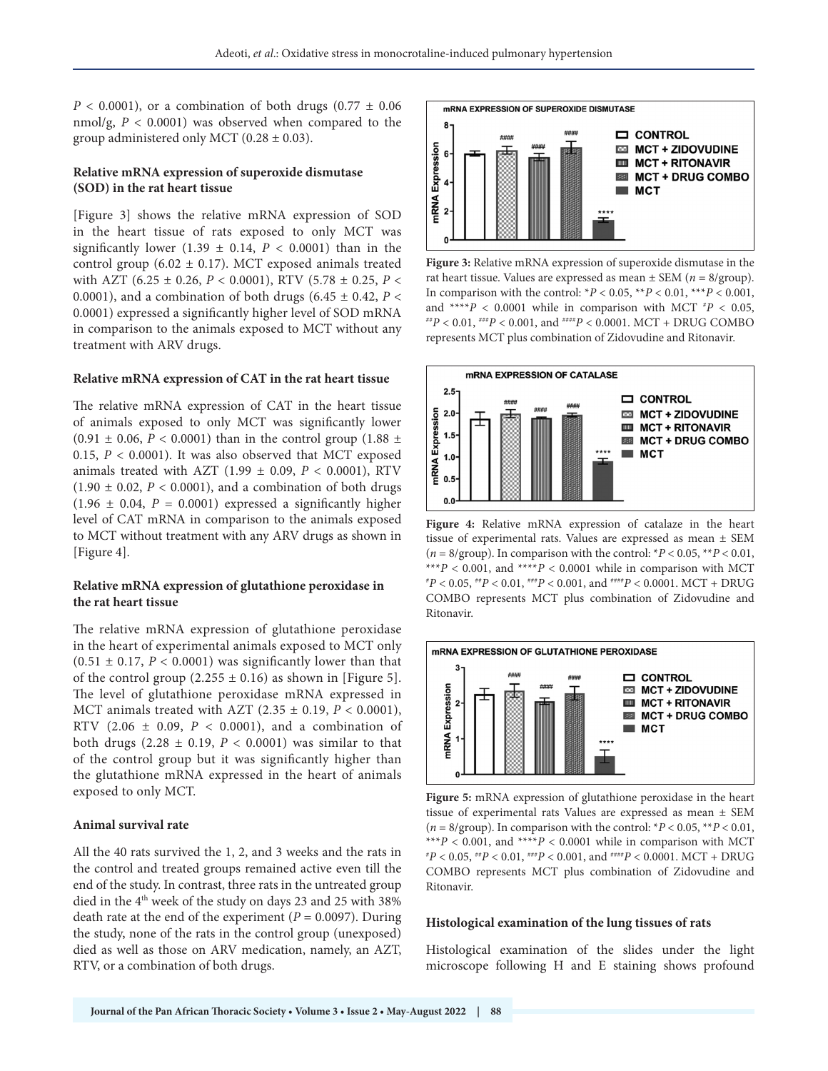$P < 0.0001$), or a combination of both drugs (0.77 ± 0.06 nmol/g, $P < 0.0001$) was observed when compared to the group administered only MCT (0.28 ± 0.03).

### Relative mRNA expression of superoxide dismutase (SOD) in the rat heart tissue

[Figure 3] shows the relative mRNA expression of SOD in the heart tissue of rats exposed to only MCT was significantly lower (1.39 ± 0.14, $P < 0.0001$) than in the control group (6.02 ± 0.17). MCT exposed animals treated with AZT (6.25 ± 0.26, $P < 0.0001$), RTV (5.78 ± 0.25, $P < 0.0001$), and a combination of both drugs (6.45 ± 0.42, $P < 0.0001$) expressed a significantly higher level of SOD mRNA in comparison to the animals exposed to MCT without any treatment with ARV drugs.

### Relative mRNA expression of CAT in the rat heart tissue

The relative mRNA expression of CAT in the heart tissue of animals exposed to only MCT was significantly lower (0.91 ± 0.06, $P < 0.0001$) than in the control group (1.88 ± 0.15, $P < 0.0001$). It was also observed that MCT exposed animals treated with AZT (1.99 ± 0.09, $P < 0.0001$), RTV (1.90 ± 0.02, $P < 0.0001$), and a combination of both drugs (1.96 ± 0.04, $P = 0.0001$) expressed a significantly higher level of CAT mRNA in comparison to the animals exposed to MCT without treatment with any ARV drugs as shown in [Figure 4].

### Relative mRNA expression of glutathione peroxidase in the rat heart tissue

The relative mRNA expression of glutathione peroxidase in the heart of experimental animals exposed to MCT only (0.51 ± 0.17, $P < 0.0001$) was significantly lower than that of the control group (2.255 ± 0.16) as shown in [Figure 5]. The level of glutathione peroxidase mRNA expressed in MCT animals treated with AZT (2.35 ± 0.19, $P < 0.0001$), RTV (2.06 ± 0.09, $P < 0.0001$), and a combination of both drugs (2.28 ± 0.19, $P < 0.0001$) was similar to that of the control group but it was significantly higher than the glutathione mRNA expressed in the heart of animals exposed to only MCT.

### Animal survival rate

All the 40 rats survived the 1, 2, and 3 weeks and the rats in the control and treated groups remained active even till the end of the study. In contrast, three rats in the untreated group died in the 4th week of the study on days 23 and 25 with 38% death rate at the end of the experiment ($P = 0.0097$). During the study, none of the rats in the control group (unexposed) died as well as those on ARV medication, namely, an AZT, RTV, or a combination of both drugs.

**Figure 3:** Relative mRNA expression of superoxide dismutase in the rat heart tissue. Values are expressed as mean ± SEM ($n = 8$/group). In comparison with the control: \*$P < 0.05$, \*\*$P < 0.01$, \*\*\*$P < 0.001$, and \*\*\*\*$P < 0.0001$ while in comparison with MCT #$P < 0.05$, ##$P < 0.01$, ###$P < 0.001$, and ####$P < 0.0001$. MCT + DRUG COMBO represents MCT plus combination of Zidovudine and Ritonavir.

**Figure 4:** Relative mRNA expression of catalaze in the heart tissue of experimental rats. Values are expressed as mean ± SEM ($n = 8$/group). In comparison with the control: \*$P < 0.05$, \*\*$P < 0.01$, \*\*\*$P < 0.001$, and \*\*\*\*$P < 0.0001$ while in comparison with MCT #$P < 0.05$, ##$P < 0.01$, ###$P < 0.001$, and ####$P < 0.0001$. MCT + DRUG COMBO represents MCT plus combination of Zidovudine and Ritonavir.

**Figure 5:** mRNA expression of glutathione peroxidase in the heart tissue of experimental rats Values are expressed as mean ± SEM ($n = 8$/group). In comparison with the control: \*$P < 0.05$, \*\*$P < 0.01$, \*\*\*$P < 0.001$, and \*\*\*\*$P < 0.0001$ while in comparison with MCT #$P < 0.05$, ##$P < 0.01$, ###$P < 0.001$, and ####$P < 0.0001$. MCT + DRUG COMBO represents MCT plus combination of Zidovudine and Ritonavir.

### Histological examination of the lung tissues of rats

Histological examination of the slides under the light microscope following H and E staining shows profound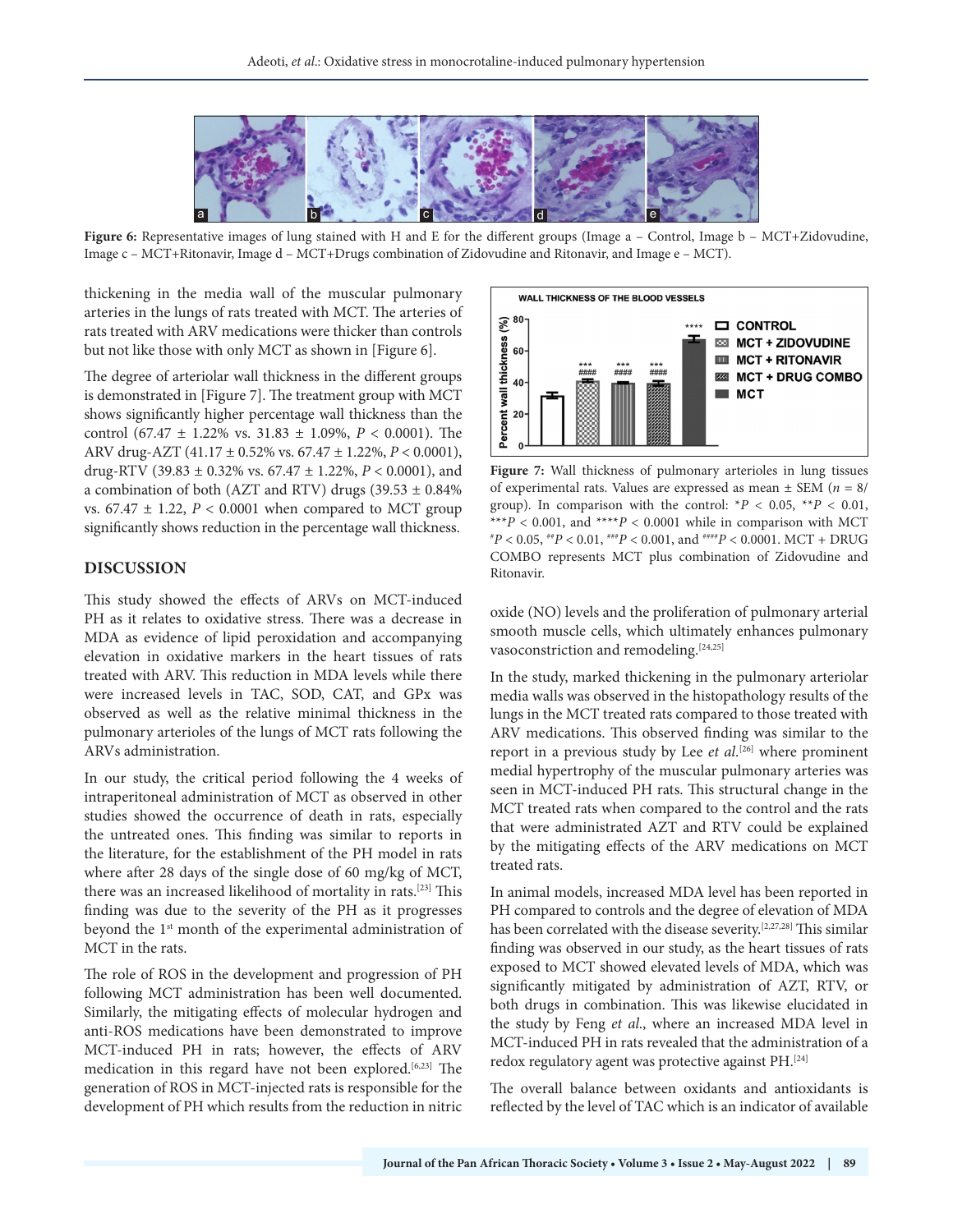Figure 6: Representative images of lung stained with H and E for the different groups (Image a – Control, Image b – MCT+Zidovudine, Image c – MCT+Ritonavir, Image d – MCT+Drugs combination of Zidovudine and Ritonavir, and Image e – MCT).

thickening in the media wall of the muscular pulmonary arteries in the lungs of rats treated with MCT. The arteries of rats treated with ARV medications were thicker than controls but not like those with only MCT as shown in [Figure 6].

The degree of arteriolar wall thickness in the different groups is demonstrated in [Figure 7]. The treatment group with MCT shows significantly higher percentage wall thickness than the control (67.47 ± 1.22% vs. 31.83 ± 1.09%, $P < 0.0001$). The ARV drug-AZT (41.17 ± 0.52% vs. 67.47 ± 1.22%, $P < 0.0001$), drug-RTV (39.83 ± 0.32% vs. 67.47 ± 1.22%, $P < 0.0001$), and a combination of both (AZT and RTV) drugs (39.53 ± 0.84% vs. 67.47 ± 1.22, $P < 0.0001$ when compared to MCT group significantly shows reduction in the percentage wall thickness.

Figure 7: Wall thickness of pulmonary arterioles in lung tissues of experimental rats. Values are expressed as mean ± SEM ($n$ = 8/group). In comparison with the control: *$P < 0.05$, **$P < 0.01$, ***$P < 0.001$, and ****$P < 0.0001$ while in comparison with MCT #$P < 0.05$, ##$P < 0.01$, ###$P < 0.001$, and ####$P < 0.0001$. MCT + DRUG COMBO represents MCT plus combination of Zidovudine and Ritonavir.

## DISCUSSION

This study showed the effects of ARVs on MCT-induced PH as it relates to oxidative stress. There was a decrease in MDA as evidence of lipid peroxidation and accompanying elevation in oxidative markers in the heart tissues of rats treated with ARV. This reduction in MDA levels while there were increased levels in TAC, SOD, CAT, and GPx was observed as well as the relative minimal thickness in the pulmonary arterioles of the lungs of MCT rats following the ARVs administration.

In our study, the critical period following the 4 weeks of intraperitoneal administration of MCT as observed in other studies showed the occurrence of death in rats, especially the untreated ones. This finding was similar to reports in the literature, for the establishment of the PH model in rats where after 28 days of the single dose of 60 mg/kg of MCT, there was an increased likelihood of mortality in rats.[23] This finding was due to the severity of the PH as it progresses beyond the 1st month of the experimental administration of MCT in the rats.

The role of ROS in the development and progression of PH following MCT administration has been well documented. Similarly, the mitigating effects of molecular hydrogen and anti-ROS medications have been demonstrated to improve MCT-induced PH in rats; however, the effects of ARV medication in this regard have not been explored.[6,23] The generation of ROS in MCT-injected rats is responsible for the development of PH which results from the reduction in nitric oxide (NO) levels and the proliferation of pulmonary arterial smooth muscle cells, which ultimately enhances pulmonary vasoconstriction and remodeling.[24,25]

In the study, marked thickening in the pulmonary arteriolar media walls was observed in the histopathology results of the lungs in the MCT treated rats compared to those treated with ARV medications. This observed finding was similar to the report in a previous study by Lee *et al*.[26] where prominent medial hypertrophy of the muscular pulmonary arteries was seen in MCT-induced PH rats. This structural change in the MCT treated rats when compared to the control and the rats that were administrated AZT and RTV could be explained by the mitigating effects of the ARV medications on MCT treated rats.

In animal models, increased MDA level has been reported in PH compared to controls and the degree of elevation of MDA has been correlated with the disease severity.[2,27,28] This similar finding was observed in our study, as the heart tissues of rats exposed to MCT showed elevated levels of MDA, which was significantly mitigated by administration of AZT, RTV, or both drugs in combination. This was likewise elucidated in the study by Feng *et al*., where an increased MDA level in MCT-induced PH in rats revealed that the administration of a redox regulatory agent was protective against PH.[24]

The overall balance between oxidants and antioxidants is reflected by the level of TAC which is an indicator of available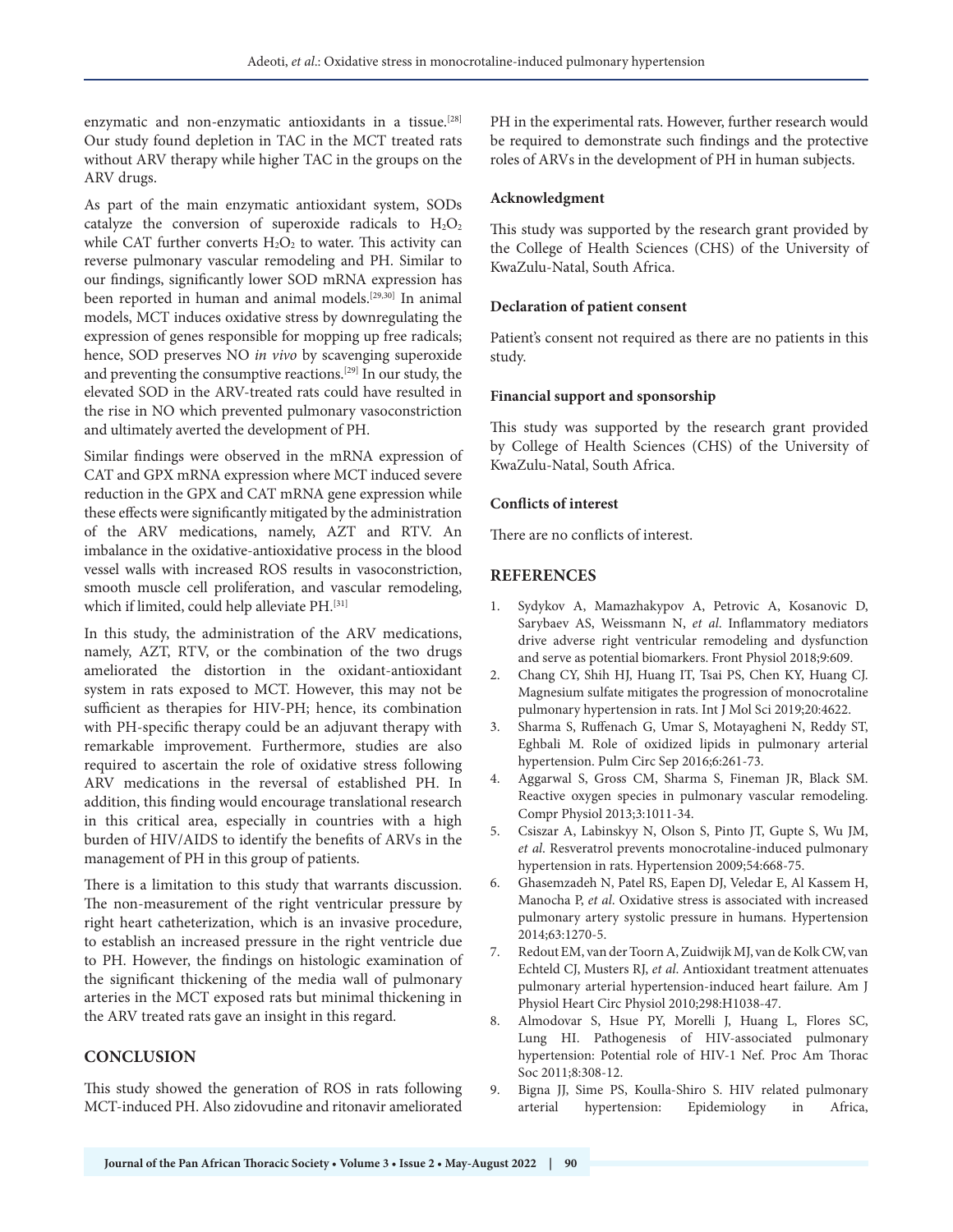enzymatic and non-enzymatic antioxidants in a tissue.[28] Our study found depletion in TAC in the MCT treated rats without ARV therapy while higher TAC in the groups on the ARV drugs.

As part of the main enzymatic antioxidant system, SODs catalyze the conversion of superoxide radicals to $H_2O_2$ while CAT further converts $H_2O_2$ to water. This activity can reverse pulmonary vascular remodeling and PH. Similar to our findings, significantly lower SOD mRNA expression has been reported in human and animal models.[29,30] In animal models, MCT induces oxidative stress by downregulating the expression of genes responsible for mopping up free radicals; hence, SOD preserves NO *in vivo* by scavenging superoxide and preventing the consumptive reactions.[29] In our study, the elevated SOD in the ARV-treated rats could have resulted in the rise in NO which prevented pulmonary vasoconstriction and ultimately averted the development of PH.

Similar findings were observed in the mRNA expression of CAT and GPX mRNA expression where MCT induced severe reduction in the GPX and CAT mRNA gene expression while these effects were significantly mitigated by the administration of the ARV medications, namely, AZT and RTV. An imbalance in the oxidative-antioxidative process in the blood vessel walls with increased ROS results in vasoconstriction, smooth muscle cell proliferation, and vascular remodeling, which if limited, could help alleviate PH.[31]

In this study, the administration of the ARV medications, namely, AZT, RTV, or the combination of the two drugs ameliorated the distortion in the oxidant-antioxidant system in rats exposed to MCT. However, this may not be sufficient as therapies for HIV-PH; hence, its combination with PH-specific therapy could be an adjuvant therapy with remarkable improvement. Furthermore, studies are also required to ascertain the role of oxidative stress following ARV medications in the reversal of established PH. In addition, this finding would encourage translational research in this critical area, especially in countries with a high burden of HIV/AIDS to identify the benefits of ARVs in the management of PH in this group of patients.

There is a limitation to this study that warrants discussion. The non-measurement of the right ventricular pressure by right heart catheterization, which is an invasive procedure, to establish an increased pressure in the right ventricle due to PH. However, the findings on histologic examination of the significant thickening of the media wall of pulmonary arteries in the MCT exposed rats but minimal thickening in the ARV treated rats gave an insight in this regard.

## CONCLUSION

This study showed the generation of ROS in rats following MCT-induced PH. Also zidovudine and ritonavir ameliorated PH in the experimental rats. However, further research would be required to demonstrate such findings and the protective roles of ARVs in the development of PH in human subjects.

### Acknowledgment

This study was supported by the research grant provided by the College of Health Sciences (CHS) of the University of KwaZulu-Natal, South Africa.

### Declaration of patient consent

Patient's consent not required as there are no patients in this study.

### Financial support and sponsorship

This study was supported by the research grant provided by College of Health Sciences (CHS) of the University of KwaZulu-Natal, South Africa.

### Conflicts of interest

There are no conflicts of interest.

## REFERENCES

1. Sydykov A, Mamazhakypov A, Petrovic A, Kosanovic D, Sarybaev AS, Weissmann N, *et al*. Inflammatory mediators drive adverse right ventricular remodeling and dysfunction and serve as potential biomarkers. Front Physiol 2018;9:609.
2. Chang CY, Shih HJ, Huang IT, Tsai PS, Chen KY, Huang CJ. Magnesium sulfate mitigates the progression of monocrotaline pulmonary hypertension in rats. Int J Mol Sci 2019;20:4622.
3. Sharma S, Ruffenach G, Umar S, Motayagheni N, Reddy ST, Eghbali M. Role of oxidized lipids in pulmonary arterial hypertension. Pulm Circ Sep 2016;6:261-73.
4. Aggarwal S, Gross CM, Sharma S, Fineman JR, Black SM. Reactive oxygen species in pulmonary vascular remodeling. Compr Physiol 2013;3:1011-34.
5. Csiszar A, Labinskyy N, Olson S, Pinto JT, Gupte S, Wu JM, *et al*. Resveratrol prevents monocrotaline-induced pulmonary hypertension in rats. Hypertension 2009;54:668-75.
6. Ghasemzadeh N, Patel RS, Eapen DJ, Veledar E, Al Kassem H, Manocha P, *et al*. Oxidative stress is associated with increased pulmonary artery systolic pressure in humans. Hypertension 2014;63:1270-5.
7. Redout EM, van der Toorn A, Zuidwijk MJ, van de Kolk CW, van Echteld CJ, Musters RJ, *et al*. Antioxidant treatment attenuates pulmonary arterial hypertension-induced heart failure. Am J Physiol Heart Circ Physiol 2010;298:H1038-47.
8. Almodovar S, Hsue PY, Morelli J, Huang L, Flores SC, Lung HI. Pathogenesis of HIV-associated pulmonary hypertension: Potential role of HIV-1 Nef. Proc Am Thorac Soc 2011;8:308-12.
9. Bigna JJ, Sime PS, Koulla-Shiro S. HIV related pulmonary arterial hypertension: Epidemiology in Africa,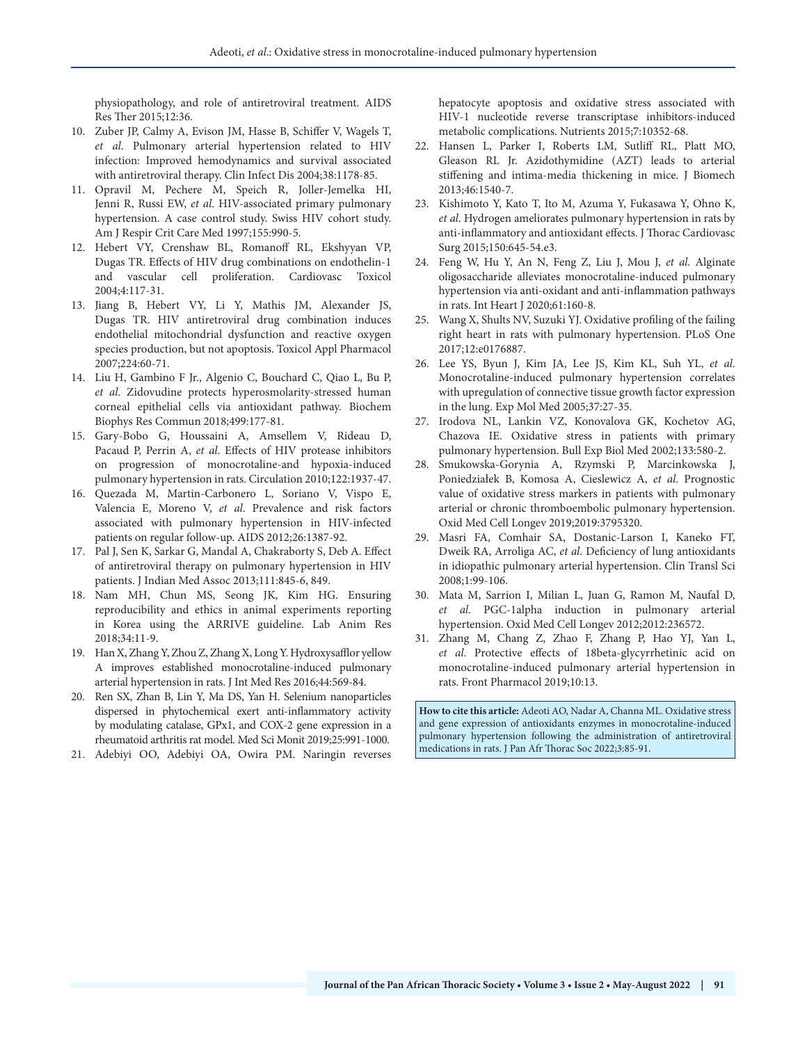physiopathology, and role of antiretroviral treatment. AIDS Res Ther 2015;12:36.

10. Zuber JP, Calmy A, Evison JM, Hasse B, Schiffer V, Wagels T, *et al*. Pulmonary arterial hypertension related to HIV infection: Improved hemodynamics and survival associated with antiretroviral therapy. Clin Infect Dis 2004;38:1178-85.
11. Opravil M, Pechere M, Speich R, Joller-Jemelka HI, Jenni R, Russi EW, *et al*. HIV-associated primary pulmonary hypertension. A case control study. Swiss HIV cohort study. Am J Respir Crit Care Med 1997;155:990-5.
12. Hebert VY, Crenshaw BL, Romanoff RL, Ekshyyan VP, Dugas TR. Effects of HIV drug combinations on endothelin-1 and vascular cell proliferation. Cardiovasc Toxicol 2004;4:117-31.
13. Jiang B, Hebert VY, Li Y, Mathis JM, Alexander JS, Dugas TR. HIV antiretroviral drug combination induces endothelial mitochondrial dysfunction and reactive oxygen species production, but not apoptosis. Toxicol Appl Pharmacol 2007;224:60-71.
14. Liu H, Gambino F Jr., Algenio C, Bouchard C, Qiao L, Bu P, *et al*. Zidovudine protects hyperosmolarity-stressed human corneal epithelial cells via antioxidant pathway. Biochem Biophys Res Commun 2018;499:177-81.
15. Gary-Bobo G, Houssaini A, Amsellem V, Rideau D, Pacaud P, Perrin A, *et al*. Effects of HIV protease inhibitors on progression of monocrotaline-and hypoxia-induced pulmonary hypertension in rats. Circulation 2010;122:1937-47.
16. Quezada M, Martin-Carbonero L, Soriano V, Vispo E, Valencia E, Moreno V, *et al*. Prevalence and risk factors associated with pulmonary hypertension in HIV-infected patients on regular follow-up. AIDS 2012;26:1387-92.
17. Pal J, Sen K, Sarkar G, Mandal A, Chakraborty S, Deb A. Effect of antiretroviral therapy on pulmonary hypertension in HIV patients. J Indian Med Assoc 2013;111:845-6, 849.
18. Nam MH, Chun MS, Seong JK, Kim HG. Ensuring reproducibility and ethics in animal experiments reporting in Korea using the ARRIVE guideline. Lab Anim Res 2018;34:11-9.
19. Han X, Zhang Y, Zhou Z, Zhang X, Long Y. Hydroxysafflor yellow A improves established monocrotaline-induced pulmonary arterial hypertension in rats. J Int Med Res 2016;44:569-84.
20. Ren SX, Zhan B, Lin Y, Ma DS, Yan H. Selenium nanoparticles dispersed in phytochemical exert anti-inflammatory activity by modulating catalase, GPx1, and COX-2 gene expression in a rheumatoid arthritis rat model. Med Sci Monit 2019;25:991-1000.
21. Adebiyi OO, Adebiyi OA, Owira PM. Naringin reverses hepatocyte apoptosis and oxidative stress associated with HIV-1 nucleotide reverse transcriptase inhibitors-induced metabolic complications. Nutrients 2015;7:10352-68.
22. Hansen L, Parker I, Roberts LM, Sutliff RL, Platt MO, Gleason RL Jr. Azidothymidine (AZT) leads to arterial stiffening and intima-media thickening in mice. J Biomech 2013;46:1540-7.
23. Kishimoto Y, Kato T, Ito M, Azuma Y, Fukasawa Y, Ohno K, *et al*. Hydrogen ameliorates pulmonary hypertension in rats by anti-inflammatory and antioxidant effects. J Thorac Cardiovasc Surg 2015;150:645-54.e3.
24. Feng W, Hu Y, An N, Feng Z, Liu J, Mou J, *et al*. Alginate oligosaccharide alleviates monocrotaline-induced pulmonary hypertension via anti-oxidant and anti-inflammation pathways in rats. Int Heart J 2020;61:160-8.
25. Wang X, Shults NV, Suzuki YJ. Oxidative profiling of the failing right heart in rats with pulmonary hypertension. PLoS One 2017;12:e0176887.
26. Lee YS, Byun J, Kim JA, Lee JS, Kim KL, Suh YL, *et al*. Monocrotaline-induced pulmonary hypertension correlates with upregulation of connective tissue growth factor expression in the lung. Exp Mol Med 2005;37:27-35.
27. Irodova NL, Lankin VZ, Konovalova GK, Kochetov AG, Chazova IE. Oxidative stress in patients with primary pulmonary hypertension. Bull Exp Biol Med 2002;133:580-2.
28. Smukowska-Gorynia A, Rzymski P, Marcinkowska J, Poniedziałek B, Komosa A, Cieslewicz A, *et al*. Prognostic value of oxidative stress markers in patients with pulmonary arterial or chronic thromboembolic pulmonary hypertension. Oxid Med Cell Longev 2019;2019:3795320.
29. Masri FA, Comhair SA, Dostanic-Larson I, Kaneko FT, Dweik RA, Arroliga AC, *et al*. Deficiency of lung antioxidants in idiopathic pulmonary arterial hypertension. Clin Transl Sci 2008;1:99-106.
30. Mata M, Sarrion I, Milian L, Juan G, Ramon M, Naufal D, *et al*. PGC-1alpha induction in pulmonary arterial hypertension. Oxid Med Cell Longev 2012;2012:236572.
31. Zhang M, Chang Z, Zhao F, Zhang P, Hao YJ, Yan L, *et al*. Protective effects of 18beta-glycyrrhetinic acid on monocrotaline-induced pulmonary arterial hypertension in rats. Front Pharmacol 2019;10:13.

**How to cite this article:** Adeoti AO, Nadar A, Channa ML. Oxidative stress and gene expression of antioxidants enzymes in monocrotaline-induced pulmonary hypertension following the administration of antiretroviral medications in rats. J Pan Afr Thorac Soc 2022;3:85-91.